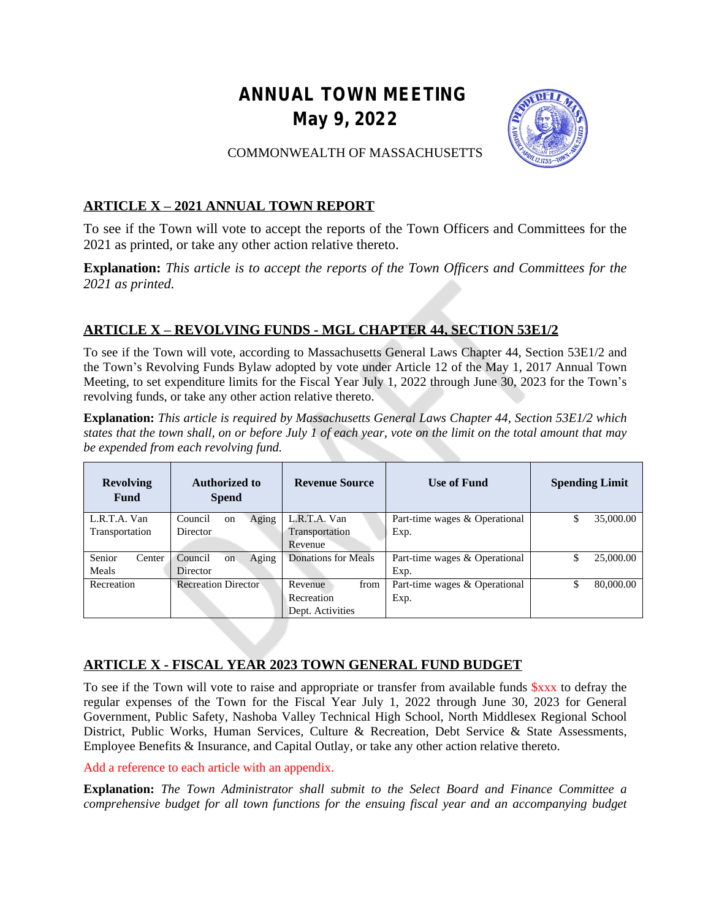# ANNUAL TOWN MEETING
# May 9, 2022

COMMONWEALTH OF MASSACHUSETTS

## ARTICLE X – 2021 ANNUAL TOWN REPORT

To see if the Town will vote to accept the reports of the Town Officers and Committees for the 2021 as printed, or take any other action relative thereto.

**Explanation:** *This article is to accept the reports of the Town Officers and Committees for the 2021 as printed.*

## ARTICLE X – REVOLVING FUNDS - MGL CHAPTER 44, SECTION 53E1/2

To see if the Town will vote, according to Massachusetts General Laws Chapter 44, Section 53E1/2 and the Town's Revolving Funds Bylaw adopted by vote under Article 12 of the May 1, 2017 Annual Town Meeting, to set expenditure limits for the Fiscal Year July 1, 2022 through June 30, 2023 for the Town's revolving funds, or take any other action relative thereto.

**Explanation:** *This article is required by Massachusetts General Laws Chapter 44, Section 53E1/2 which states that the town shall, on or before July 1 of each year, vote on the limit on the total amount that may be expended from each revolving fund.*

| Revolving Fund | Authorized to Spend | Revenue Source | Use of Fund | Spending Limit |
|---|---|---|---|---|
| L.R.T.A. Van Transportation | Council on Aging Director | L.R.T.A. Van Transportation Revenue | Part-time wages & Operational Exp. | $ 35,000.00 |
| Senior Center Meals | Council on Aging Director | Donations for Meals | Part-time wages & Operational Exp. | $ 25,000.00 |
| Recreation | Recreation Director | Revenue from Recreation Dept. Activities | Part-time wages & Operational Exp. | $ 80,000.00 |

## ARTICLE X - FISCAL YEAR 2023 TOWN GENERAL FUND BUDGET

To see if the Town will vote to raise and appropriate or transfer from available funds $xxx to defray the regular expenses of the Town for the Fiscal Year July 1, 2022 through June 30, 2023 for General Government, Public Safety, Nashoba Valley Technical High School, North Middlesex Regional School District, Public Works, Human Services, Culture & Recreation, Debt Service & State Assessments, Employee Benefits & Insurance, and Capital Outlay, or take any other action relative thereto.

Add a reference to each article with an appendix.

**Explanation:** *The Town Administrator shall submit to the Select Board and Finance Committee a comprehensive budget for all town functions for the ensuing fiscal year and an accompanying budget*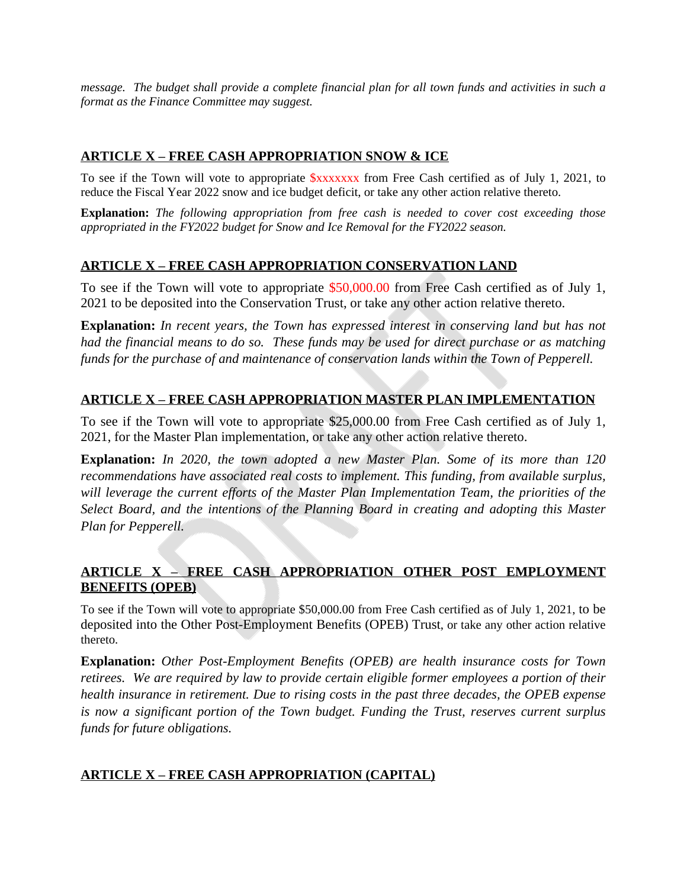*message. The budget shall provide a complete financial plan for all town funds and activities in such a format as the Finance Committee may suggest.*

## ARTICLE X – FREE CASH APPROPRIATION SNOW & ICE

To see if the Town will vote to appropriate $xxxxxxx from Free Cash certified as of July 1, 2021, to reduce the Fiscal Year 2022 snow and ice budget deficit, or take any other action relative thereto.

**Explanation:** *The following appropriation from free cash is needed to cover cost exceeding those appropriated in the FY2022 budget for Snow and Ice Removal for the FY2022 season.*

## ARTICLE X – FREE CASH APPROPRIATION CONSERVATION LAND

To see if the Town will vote to appropriate $50,000.00 from Free Cash certified as of July 1, 2021 to be deposited into the Conservation Trust, or take any other action relative thereto.

**Explanation:** *In recent years, the Town has expressed interest in conserving land but has not had the financial means to do so. These funds may be used for direct purchase or as matching funds for the purchase of and maintenance of conservation lands within the Town of Pepperell.*

## ARTICLE X – FREE CASH APPROPRIATION MASTER PLAN IMPLEMENTATION

To see if the Town will vote to appropriate $25,000.00 from Free Cash certified as of July 1, 2021, for the Master Plan implementation, or take any other action relative thereto.

**Explanation:** *In 2020, the town adopted a new Master Plan. Some of its more than 120 recommendations have associated real costs to implement. This funding, from available surplus, will leverage the current efforts of the Master Plan Implementation Team, the priorities of the Select Board, and the intentions of the Planning Board in creating and adopting this Master Plan for Pepperell.*

## ARTICLE X – FREE CASH APPROPRIATION OTHER POST EMPLOYMENT BENEFITS (OPEB)

To see if the Town will vote to appropriate $50,000.00 from Free Cash certified as of July 1, 2021, to be deposited into the Other Post-Employment Benefits (OPEB) Trust, or take any other action relative thereto.

**Explanation:** *Other Post-Employment Benefits (OPEB) are health insurance costs for Town retirees. We are required by law to provide certain eligible former employees a portion of their health insurance in retirement. Due to rising costs in the past three decades, the OPEB expense is now a significant portion of the Town budget. Funding the Trust, reserves current surplus funds for future obligations.*

## ARTICLE X – FREE CASH APPROPRIATION (CAPITAL)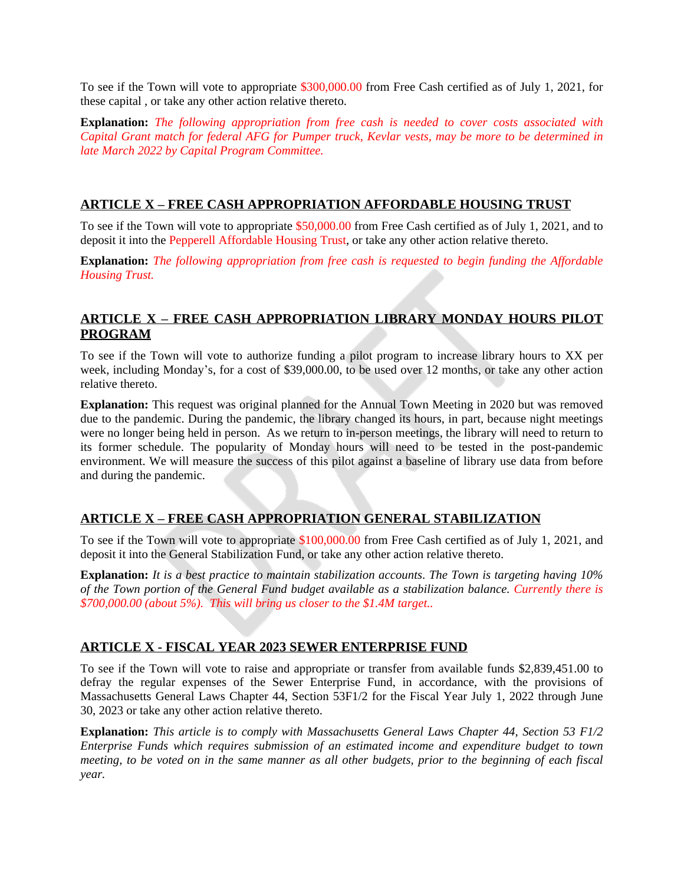To see if the Town will vote to appropriate $300,000.00 from Free Cash certified as of July 1, 2021, for these capital , or take any other action relative thereto.

**Explanation:** *The following appropriation from free cash is needed to cover costs associated with Capital Grant match for federal AFG for Pumper truck, Kevlar vests, may be more to be determined in late March 2022 by Capital Program Committee.*

## ARTICLE X – FREE CASH APPROPRIATION AFFORDABLE HOUSING TRUST

To see if the Town will vote to appropriate $50,000.00 from Free Cash certified as of July 1, 2021, and to deposit it into the Pepperell Affordable Housing Trust, or take any other action relative thereto.

**Explanation:** *The following appropriation from free cash is requested to begin funding the Affordable Housing Trust.*

## ARTICLE X – FREE CASH APPROPRIATION LIBRARY MONDAY HOURS PILOT PROGRAM

To see if the Town will vote to authorize funding a pilot program to increase library hours to XX per week, including Monday's, for a cost of $39,000.00, to be used over 12 months, or take any other action relative thereto.

**Explanation:** This request was original planned for the Annual Town Meeting in 2020 but was removed due to the pandemic. During the pandemic, the library changed its hours, in part, because night meetings were no longer being held in person. As we return to in-person meetings, the library will need to return to its former schedule. The popularity of Monday hours will need to be tested in the post-pandemic environment. We will measure the success of this pilot against a baseline of library use data from before and during the pandemic.

## ARTICLE X – FREE CASH APPROPRIATION GENERAL STABILIZATION

To see if the Town will vote to appropriate $100,000.00 from Free Cash certified as of July 1, 2021, and deposit it into the General Stabilization Fund, or take any other action relative thereto.

**Explanation:** *It is a best practice to maintain stabilization accounts. The Town is targeting having 10% of the Town portion of the General Fund budget available as a stabilization balance. Currently there is $700,000.00 (about 5%). This will bring us closer to the $1.4M target..*

## ARTICLE X - FISCAL YEAR 2023 SEWER ENTERPRISE FUND

To see if the Town will vote to raise and appropriate or transfer from available funds $2,839,451.00 to defray the regular expenses of the Sewer Enterprise Fund, in accordance, with the provisions of Massachusetts General Laws Chapter 44, Section 53F1/2 for the Fiscal Year July 1, 2022 through June 30, 2023 or take any other action relative thereto.

**Explanation:** *This article is to comply with Massachusetts General Laws Chapter 44, Section 53 F1/2 Enterprise Funds which requires submission of an estimated income and expenditure budget to town meeting, to be voted on in the same manner as all other budgets, prior to the beginning of each fiscal year.*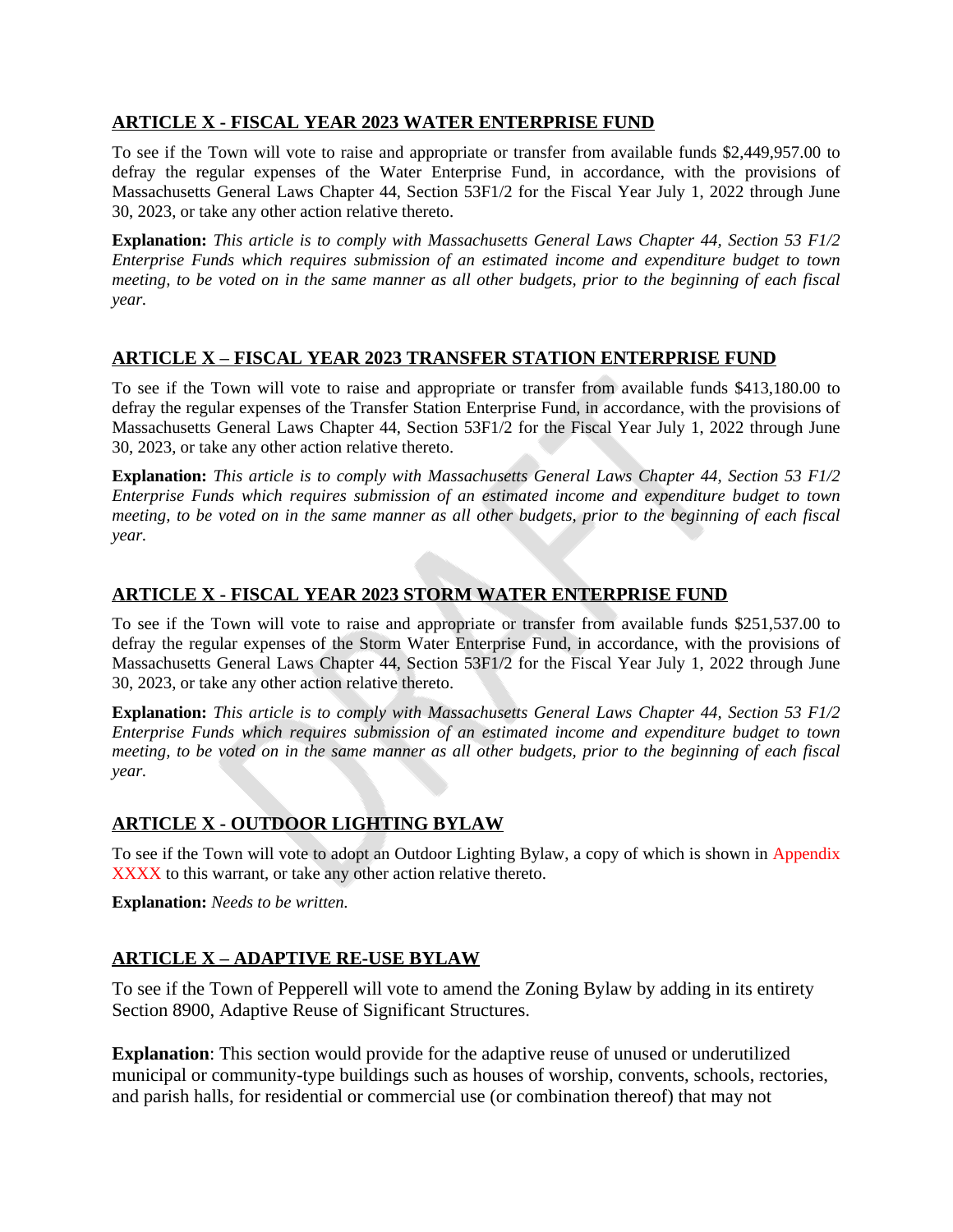## ARTICLE X - FISCAL YEAR 2023 WATER ENTERPRISE FUND

To see if the Town will vote to raise and appropriate or transfer from available funds $2,449,957.00 to defray the regular expenses of the Water Enterprise Fund, in accordance, with the provisions of Massachusetts General Laws Chapter 44, Section 53F1/2 for the Fiscal Year July 1, 2022 through June 30, 2023, or take any other action relative thereto.

**Explanation:** *This article is to comply with Massachusetts General Laws Chapter 44, Section 53 F1/2 Enterprise Funds which requires submission of an estimated income and expenditure budget to town meeting, to be voted on in the same manner as all other budgets, prior to the beginning of each fiscal year.*

## ARTICLE X – FISCAL YEAR 2023 TRANSFER STATION ENTERPRISE FUND

To see if the Town will vote to raise and appropriate or transfer from available funds $413,180.00 to defray the regular expenses of the Transfer Station Enterprise Fund, in accordance, with the provisions of Massachusetts General Laws Chapter 44, Section 53F1/2 for the Fiscal Year July 1, 2022 through June 30, 2023, or take any other action relative thereto.

**Explanation:** *This article is to comply with Massachusetts General Laws Chapter 44, Section 53 F1/2 Enterprise Funds which requires submission of an estimated income and expenditure budget to town meeting, to be voted on in the same manner as all other budgets, prior to the beginning of each fiscal year.*

## ARTICLE X - FISCAL YEAR 2023 STORM WATER ENTERPRISE FUND

To see if the Town will vote to raise and appropriate or transfer from available funds $251,537.00 to defray the regular expenses of the Storm Water Enterprise Fund, in accordance, with the provisions of Massachusetts General Laws Chapter 44, Section 53F1/2 for the Fiscal Year July 1, 2022 through June 30, 2023, or take any other action relative thereto.

**Explanation:** *This article is to comply with Massachusetts General Laws Chapter 44, Section 53 F1/2 Enterprise Funds which requires submission of an estimated income and expenditure budget to town meeting, to be voted on in the same manner as all other budgets, prior to the beginning of each fiscal year.*

## ARTICLE X - OUTDOOR LIGHTING BYLAW

To see if the Town will vote to adopt an Outdoor Lighting Bylaw, a copy of which is shown in Appendix XXXX to this warrant, or take any other action relative thereto.

**Explanation:** *Needs to be written.*

## ARTICLE X – ADAPTIVE RE-USE BYLAW

To see if the Town of Pepperell will vote to amend the Zoning Bylaw by adding in its entirety Section 8900, Adaptive Reuse of Significant Structures.

**Explanation**: This section would provide for the adaptive reuse of unused or underutilized municipal or community-type buildings such as houses of worship, convents, schools, rectories, and parish halls, for residential or commercial use (or combination thereof) that may not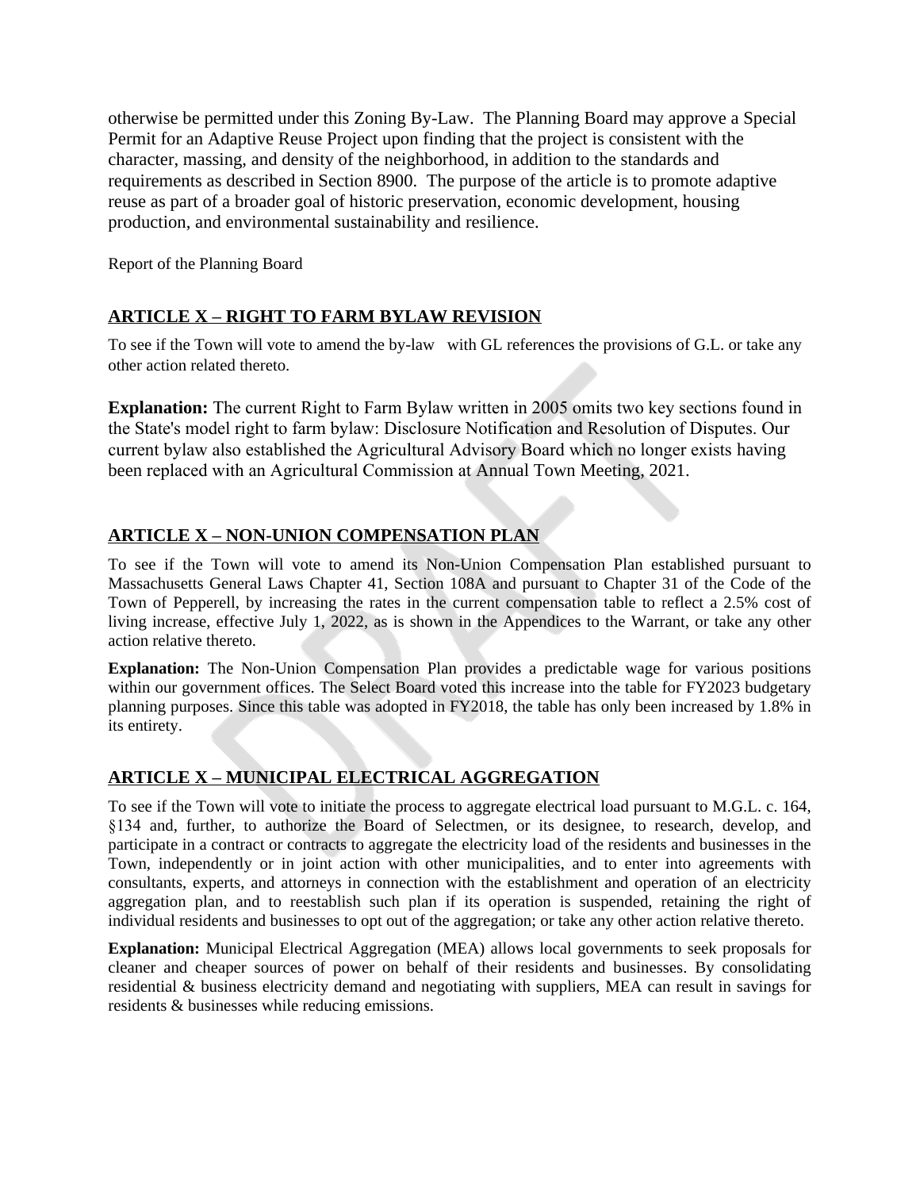otherwise be permitted under this Zoning By-Law. The Planning Board may approve a Special Permit for an Adaptive Reuse Project upon finding that the project is consistent with the character, massing, and density of the neighborhood, in addition to the standards and requirements as described in Section 8900. The purpose of the article is to promote adaptive reuse as part of a broader goal of historic preservation, economic development, housing production, and environmental sustainability and resilience.

Report of the Planning Board

## ARTICLE X – RIGHT TO FARM BYLAW REVISION

To see if the Town will vote to amend the by-law with GL references the provisions of G.L. or take any other action related thereto.

**Explanation:** The current Right to Farm Bylaw written in 2005 omits two key sections found in the State's model right to farm bylaw: Disclosure Notification and Resolution of Disputes. Our current bylaw also established the Agricultural Advisory Board which no longer exists having been replaced with an Agricultural Commission at Annual Town Meeting, 2021.

## ARTICLE X – NON-UNION COMPENSATION PLAN

To see if the Town will vote to amend its Non-Union Compensation Plan established pursuant to Massachusetts General Laws Chapter 41, Section 108A and pursuant to Chapter 31 of the Code of the Town of Pepperell, by increasing the rates in the current compensation table to reflect a 2.5% cost of living increase, effective July 1, 2022, as is shown in the Appendices to the Warrant, or take any other action relative thereto.

**Explanation:** The Non-Union Compensation Plan provides a predictable wage for various positions within our government offices. The Select Board voted this increase into the table for FY2023 budgetary planning purposes. Since this table was adopted in FY2018, the table has only been increased by 1.8% in its entirety.

## ARTICLE X – MUNICIPAL ELECTRICAL AGGREGATION

To see if the Town will vote to initiate the process to aggregate electrical load pursuant to M.G.L. c. 164, §134 and, further, to authorize the Board of Selectmen, or its designee, to research, develop, and participate in a contract or contracts to aggregate the electricity load of the residents and businesses in the Town, independently or in joint action with other municipalities, and to enter into agreements with consultants, experts, and attorneys in connection with the establishment and operation of an electricity aggregation plan, and to reestablish such plan if its operation is suspended, retaining the right of individual residents and businesses to opt out of the aggregation; or take any other action relative thereto.

**Explanation:** Municipal Electrical Aggregation (MEA) allows local governments to seek proposals for cleaner and cheaper sources of power on behalf of their residents and businesses. By consolidating residential & business electricity demand and negotiating with suppliers, MEA can result in savings for residents & businesses while reducing emissions.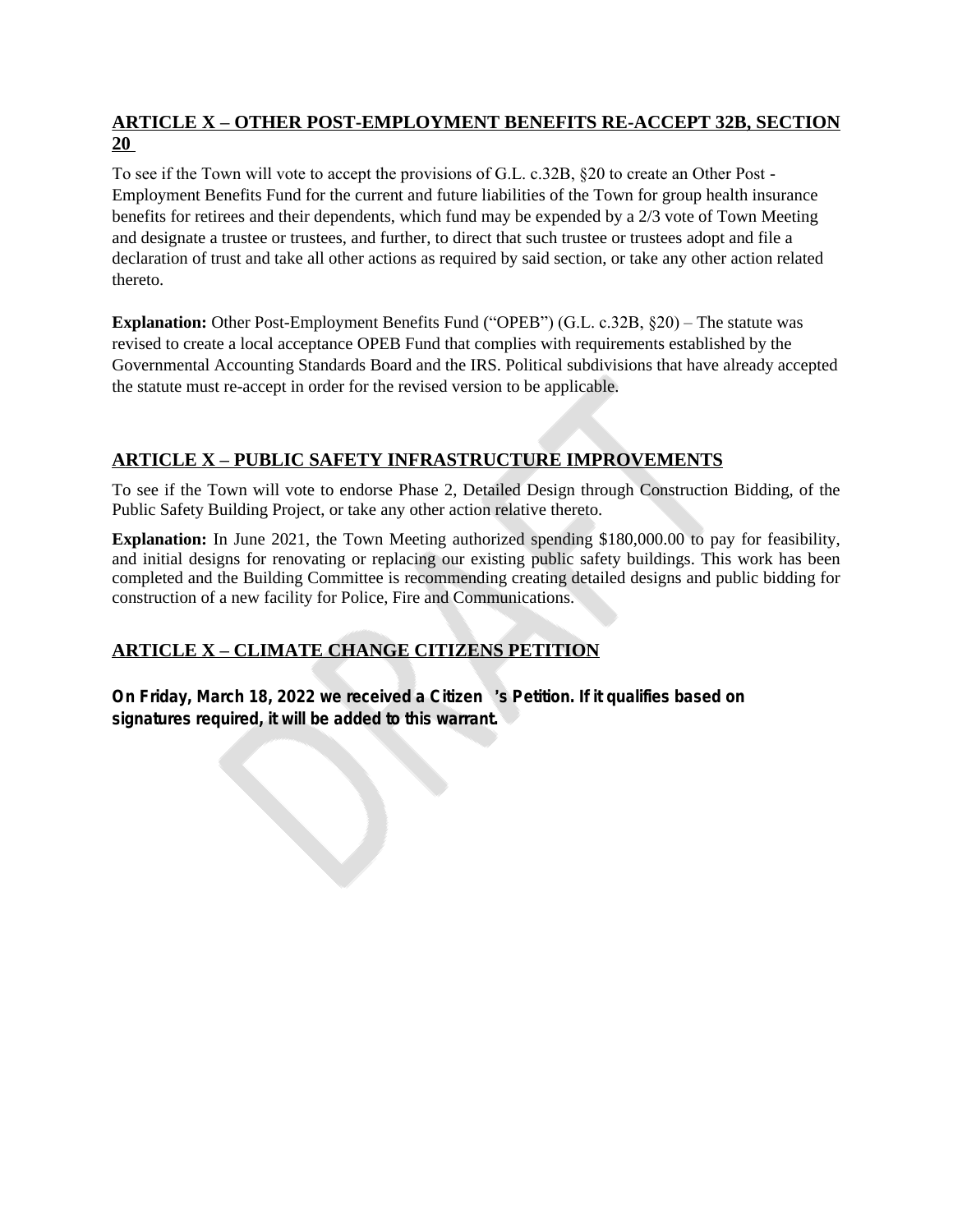## ARTICLE X – OTHER POST-EMPLOYMENT BENEFITS RE-ACCEPT 32B, SECTION 20

To see if the Town will vote to accept the provisions of G.L. c.32B, §20 to create an Other Post - Employment Benefits Fund for the current and future liabilities of the Town for group health insurance benefits for retirees and their dependents, which fund may be expended by a 2/3 vote of Town Meeting and designate a trustee or trustees, and further, to direct that such trustee or trustees adopt and file a declaration of trust and take all other actions as required by said section, or take any other action related thereto.

**Explanation:** Other Post-Employment Benefits Fund ("OPEB") (G.L. c.32B, §20) – The statute was revised to create a local acceptance OPEB Fund that complies with requirements established by the Governmental Accounting Standards Board and the IRS. Political subdivisions that have already accepted the statute must re-accept in order for the revised version to be applicable.

## ARTICLE X – PUBLIC SAFETY INFRASTRUCTURE IMPROVEMENTS

To see if the Town will vote to endorse Phase 2, Detailed Design through Construction Bidding, of the Public Safety Building Project, or take any other action relative thereto.

**Explanation:** In June 2021, the Town Meeting authorized spending $180,000.00 to pay for feasibility, and initial designs for renovating or replacing our existing public safety buildings. This work has been completed and the Building Committee is recommending creating detailed designs and public bidding for construction of a new facility for Police, Fire and Communications.

## ARTICLE X – CLIMATE CHANGE CITIZENS PETITION

***On Friday, March 18, 2022 we received a Citizen's Petition. If it qualifies based on signatures required, it will be added to this warrant.***